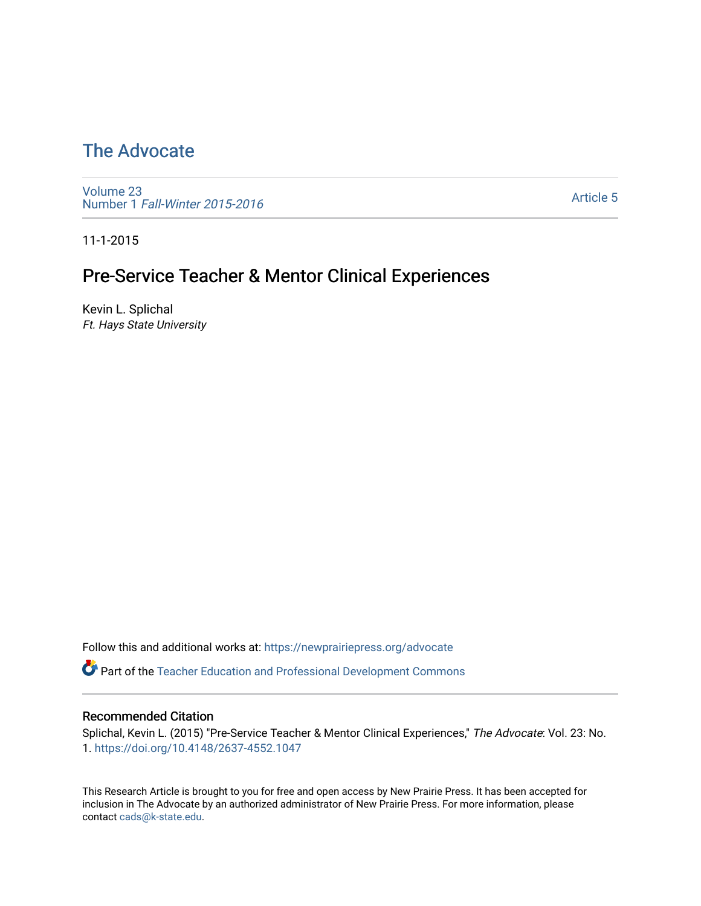# The Advocate

Volume 23
Number 1 *Fall-Winter 2015-2016*

Article 5

11-1-2015

## Pre-Service Teacher & Mentor Clinical Experiences

Kevin L. Splichal
*Ft. Hays State University*

Follow this and additional works at: https://newprairiepress.org/advocate

Part of the Teacher Education and Professional Development Commons

### Recommended Citation

Splichal, Kevin L. (2015) "Pre-Service Teacher & Mentor Clinical Experiences," *The Advocate*: Vol. 23: No. 1. https://doi.org/10.4148/2637-4552.1047

This Research Article is brought to you for free and open access by New Prairie Press. It has been accepted for inclusion in The Advocate by an authorized administrator of New Prairie Press. For more information, please contact cads@k-state.edu.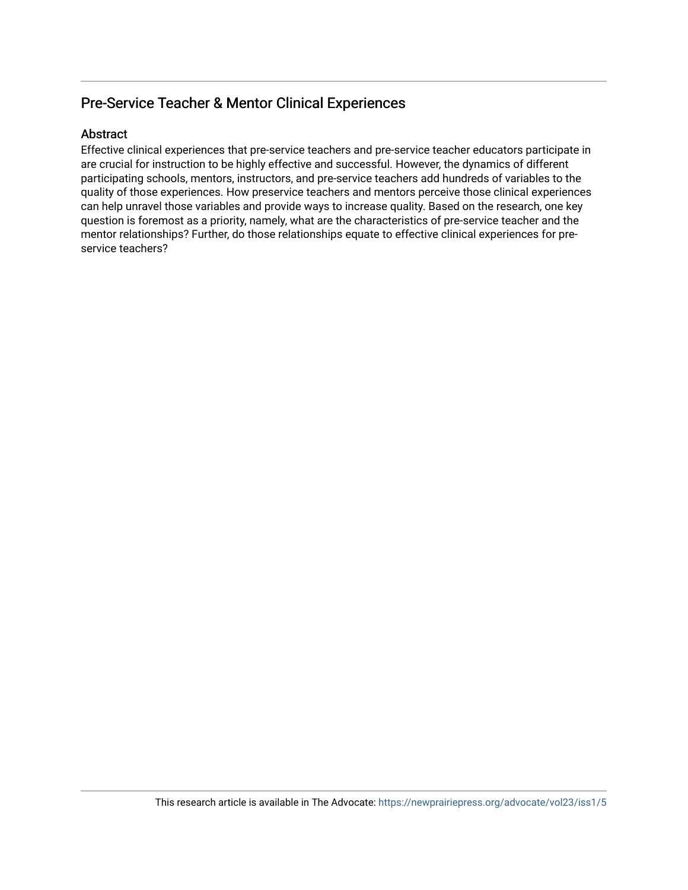## Pre-Service Teacher & Mentor Clinical Experiences

### Abstract

Effective clinical experiences that pre-service teachers and pre-service teacher educators participate in are crucial for instruction to be highly effective and successful. However, the dynamics of different participating schools, mentors, instructors, and pre-service teachers add hundreds of variables to the quality of those experiences. How preservice teachers and mentors perceive those clinical experiences can help unravel those variables and provide ways to increase quality. Based on the research, one key question is foremost as a priority, namely, what are the characteristics of pre-service teacher and the mentor relationships? Further, do those relationships equate to effective clinical experiences for pre-service teachers?

This research article is available in The Advocate: https://newprairiepress.org/advocate/vol23/iss1/5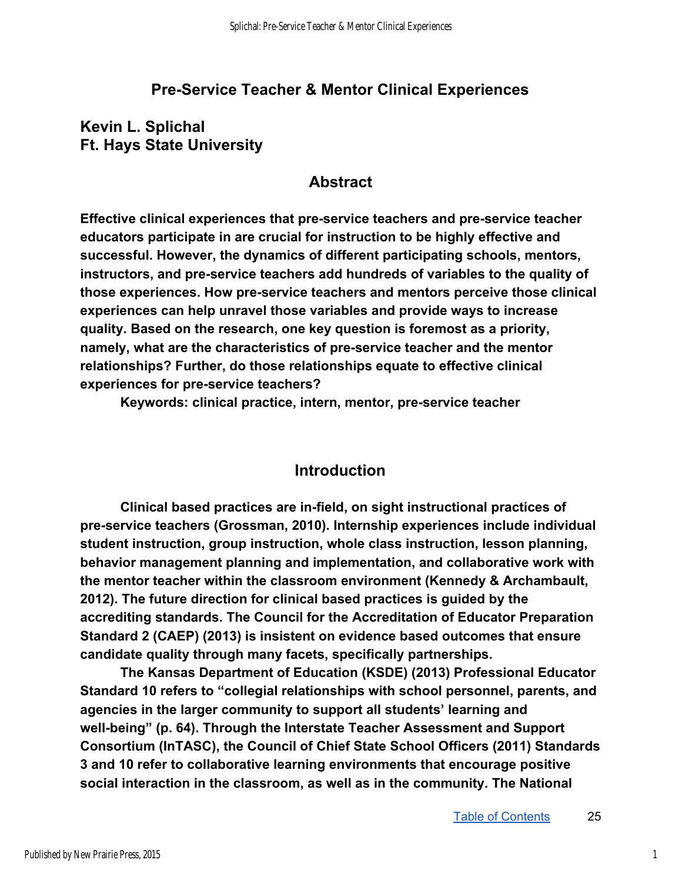# Pre-Service Teacher & Mentor Clinical Experiences

**Kevin L. Splichal**
**Ft. Hays State University**

## Abstract

**Effective clinical experiences that pre-service teachers and pre-service teacher educators participate in are crucial for instruction to be highly effective and successful. However, the dynamics of different participating schools, mentors, instructors, and pre-service teachers add hundreds of variables to the quality of those experiences. How pre-service teachers and mentors perceive those clinical experiences can help unravel those variables and provide ways to increase quality. Based on the research, one key question is foremost as a priority, namely, what are the characteristics of pre-service teacher and the mentor relationships? Further, do those relationships equate to effective clinical experiences for pre-service teachers?**

**Keywords: clinical practice, intern, mentor, pre-service teacher**

## Introduction

**Clinical based practices are in-field, on sight instructional practices of pre-service teachers (Grossman, 2010). Internship experiences include individual student instruction, group instruction, whole class instruction, lesson planning, behavior management planning and implementation, and collaborative work with the mentor teacher within the classroom environment (Kennedy & Archambault, 2012). The future direction for clinical based practices is guided by the accrediting standards. The Council for the Accreditation of Educator Preparation Standard 2 (CAEP) (2013) is insistent on evidence based outcomes that ensure candidate quality through many facets, specifically partnerships.**

**The Kansas Department of Education (KSDE) (2013) Professional Educator Standard 10 refers to "collegial relationships with school personnel, parents, and agencies in the larger community to support all students' learning and well-being" (p. 64). Through the Interstate Teacher Assessment and Support Consortium (InTASC), the Council of Chief State School Officers (2011) Standards 3 and 10 refer to collaborative learning environments that encourage positive social interaction in the classroom, as well as in the community. The National**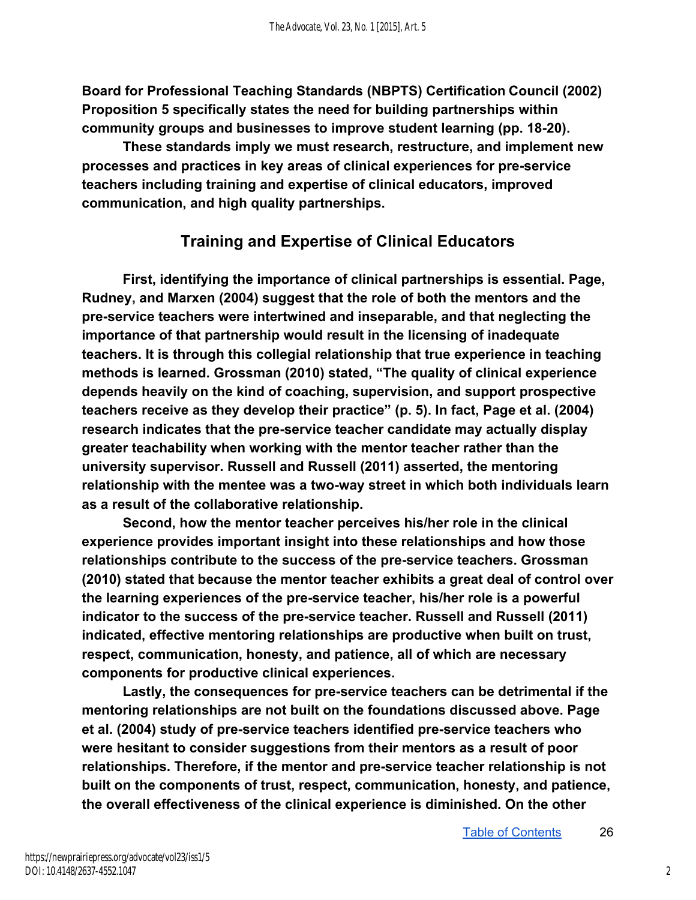Board for Professional Teaching Standards (NBPTS) Certification Council (2002) Proposition 5 specifically states the need for building partnerships within community groups and businesses to improve student learning (pp. 18-20).

These standards imply we must research, restructure, and implement new processes and practices in key areas of clinical experiences for pre-service teachers including training and expertise of clinical educators, improved communication, and high quality partnerships.

## Training and Expertise of Clinical Educators

First, identifying the importance of clinical partnerships is essential. Page, Rudney, and Marxen (2004) suggest that the role of both the mentors and the pre-service teachers were intertwined and inseparable, and that neglecting the importance of that partnership would result in the licensing of inadequate teachers. It is through this collegial relationship that true experience in teaching methods is learned. Grossman (2010) stated, "The quality of clinical experience depends heavily on the kind of coaching, supervision, and support prospective teachers receive as they develop their practice" (p. 5). In fact, Page et al. (2004) research indicates that the pre-service teacher candidate may actually display greater teachability when working with the mentor teacher rather than the university supervisor. Russell and Russell (2011) asserted, the mentoring relationship with the mentee was a two-way street in which both individuals learn as a result of the collaborative relationship.

Second, how the mentor teacher perceives his/her role in the clinical experience provides important insight into these relationships and how those relationships contribute to the success of the pre-service teachers. Grossman (2010) stated that because the mentor teacher exhibits a great deal of control over the learning experiences of the pre-service teacher, his/her role is a powerful indicator to the success of the pre-service teacher. Russell and Russell (2011) indicated, effective mentoring relationships are productive when built on trust, respect, communication, honesty, and patience, all of which are necessary components for productive clinical experiences.

Lastly, the consequences for pre-service teachers can be detrimental if the mentoring relationships are not built on the foundations discussed above. Page et al. (2004) study of pre-service teachers identified pre-service teachers who were hesitant to consider suggestions from their mentors as a result of poor relationships. Therefore, if the mentor and pre-service teacher relationship is not built on the components of trust, respect, communication, honesty, and patience, the overall effectiveness of the clinical experience is diminished. On the other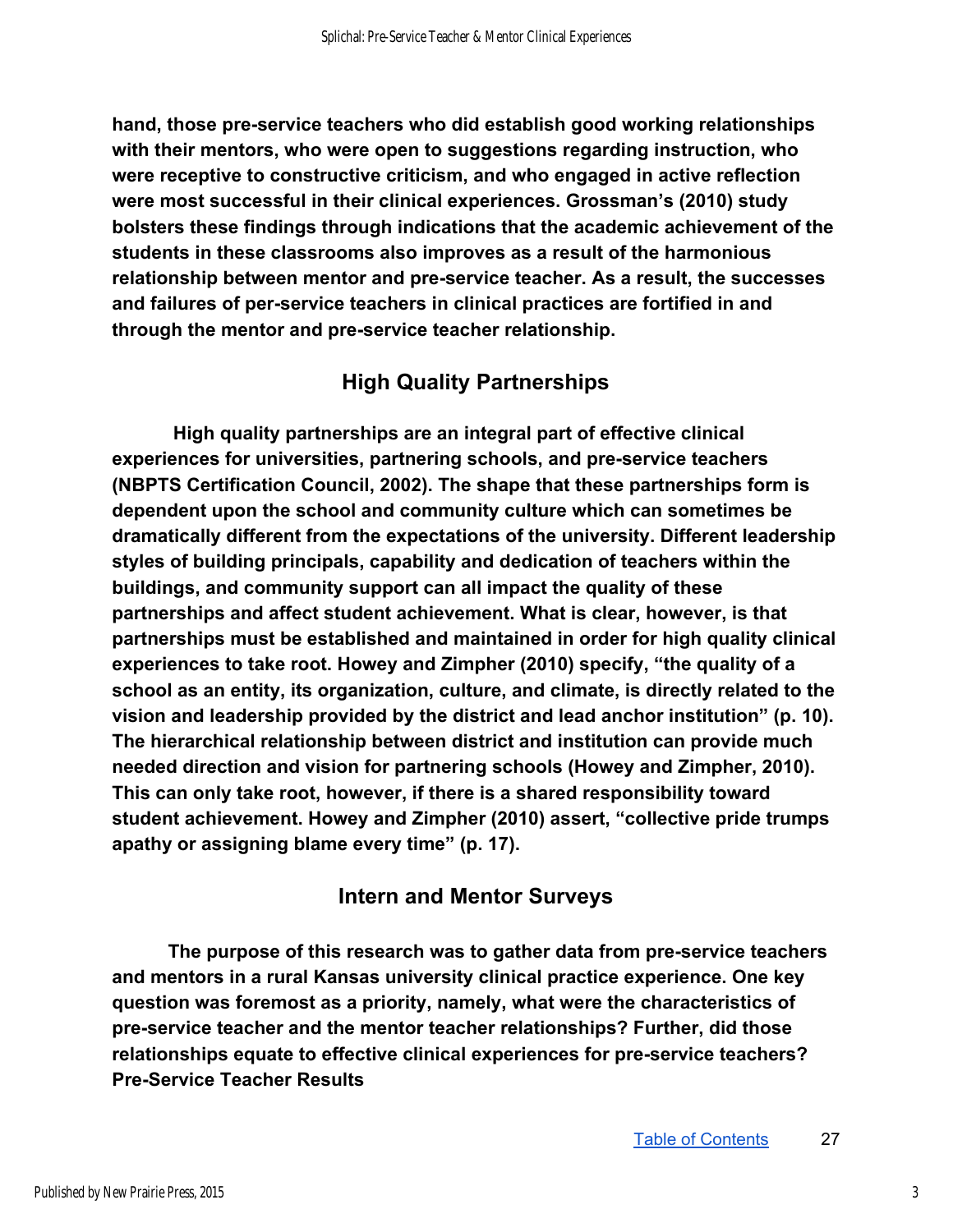**hand, those pre-service teachers who did establish good working relationships with their mentors, who were open to suggestions regarding instruction, who were receptive to constructive criticism, and who engaged in active reflection were most successful in their clinical experiences. Grossman's (2010) study bolsters these findings through indications that the academic achievement of the students in these classrooms also improves as a result of the harmonious relationship between mentor and pre-service teacher. As a result, the successes and failures of per-service teachers in clinical practices are fortified in and through the mentor and pre-service teacher relationship.**

## High Quality Partnerships

**High quality partnerships are an integral part of effective clinical experiences for universities, partnering schools, and pre-service teachers (NBPTS Certification Council, 2002). The shape that these partnerships form is dependent upon the school and community culture which can sometimes be dramatically different from the expectations of the university. Different leadership styles of building principals, capability and dedication of teachers within the buildings, and community support can all impact the quality of these partnerships and affect student achievement. What is clear, however, is that partnerships must be established and maintained in order for high quality clinical experiences to take root. Howey and Zimpher (2010) specify, "the quality of a school as an entity, its organization, culture, and climate, is directly related to the vision and leadership provided by the district and lead anchor institution" (p. 10). The hierarchical relationship between district and institution can provide much needed direction and vision for partnering schools (Howey and Zimpher, 2010). This can only take root, however, if there is a shared responsibility toward student achievement. Howey and Zimpher (2010) assert, "collective pride trumps apathy or assigning blame every time" (p. 17).**

## Intern and Mentor Surveys

**The purpose of this research was to gather data from pre-service teachers and mentors in a rural Kansas university clinical practice experience. One key question was foremost as a priority, namely, what were the characteristics of pre-service teacher and the mentor teacher relationships? Further, did those relationships equate to effective clinical experiences for pre-service teachers?**

**Pre-Service Teacher Results**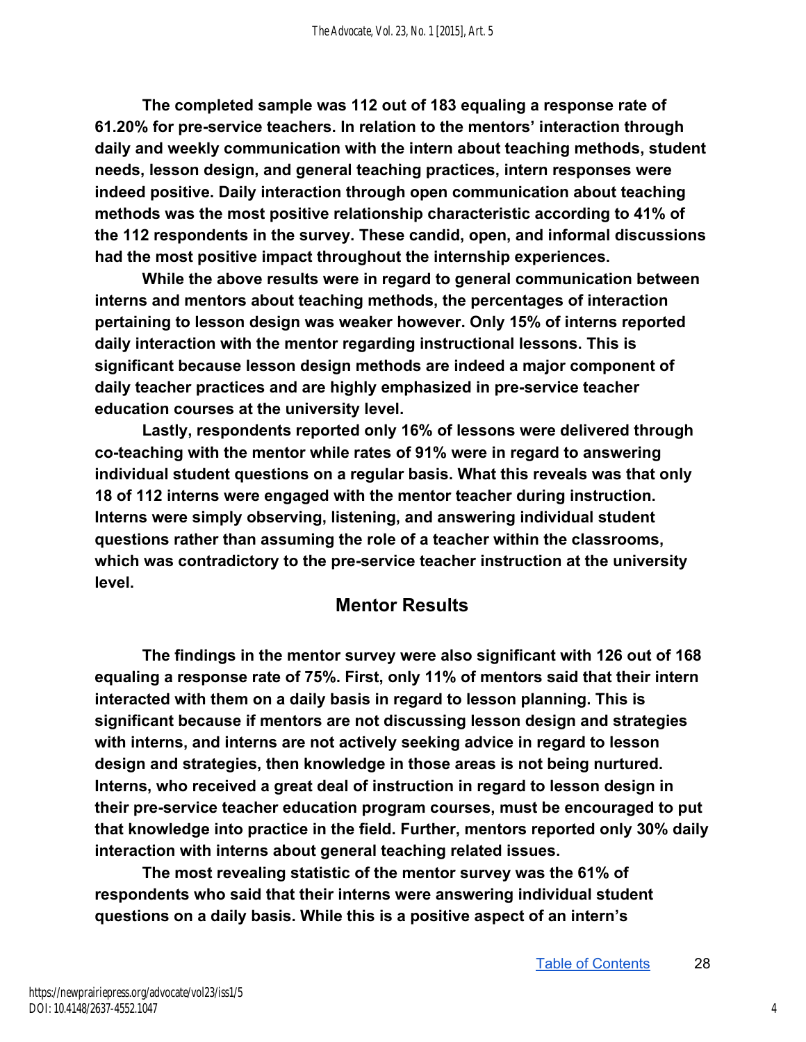**The completed sample was 112 out of 183 equaling a response rate of 61.20% for pre-service teachers. In relation to the mentors' interaction through daily and weekly communication with the intern about teaching methods, student needs, lesson design, and general teaching practices, intern responses were indeed positive. Daily interaction through open communication about teaching methods was the most positive relationship characteristic according to 41% of the 112 respondents in the survey. These candid, open, and informal discussions had the most positive impact throughout the internship experiences.**

**While the above results were in regard to general communication between interns and mentors about teaching methods, the percentages of interaction pertaining to lesson design was weaker however. Only 15% of interns reported daily interaction with the mentor regarding instructional lessons. This is significant because lesson design methods are indeed a major component of daily teacher practices and are highly emphasized in pre-service teacher education courses at the university level.**

**Lastly, respondents reported only 16% of lessons were delivered through co-teaching with the mentor while rates of 91% were in regard to answering individual student questions on a regular basis. What this reveals was that only 18 of 112 interns were engaged with the mentor teacher during instruction. Interns were simply observing, listening, and answering individual student questions rather than assuming the role of a teacher within the classrooms, which was contradictory to the pre-service teacher instruction at the university level.**

## Mentor Results

**The findings in the mentor survey were also significant with 126 out of 168 equaling a response rate of 75%. First, only 11% of mentors said that their intern interacted with them on a daily basis in regard to lesson planning. This is significant because if mentors are not discussing lesson design and strategies with interns, and interns are not actively seeking advice in regard to lesson design and strategies, then knowledge in those areas is not being nurtured. Interns, who received a great deal of instruction in regard to lesson design in their pre-service teacher education program courses, must be encouraged to put that knowledge into practice in the field. Further, mentors reported only 30% daily interaction with interns about general teaching related issues.**

**The most revealing statistic of the mentor survey was the 61% of respondents who said that their interns were answering individual student questions on a daily basis. While this is a positive aspect of an intern's**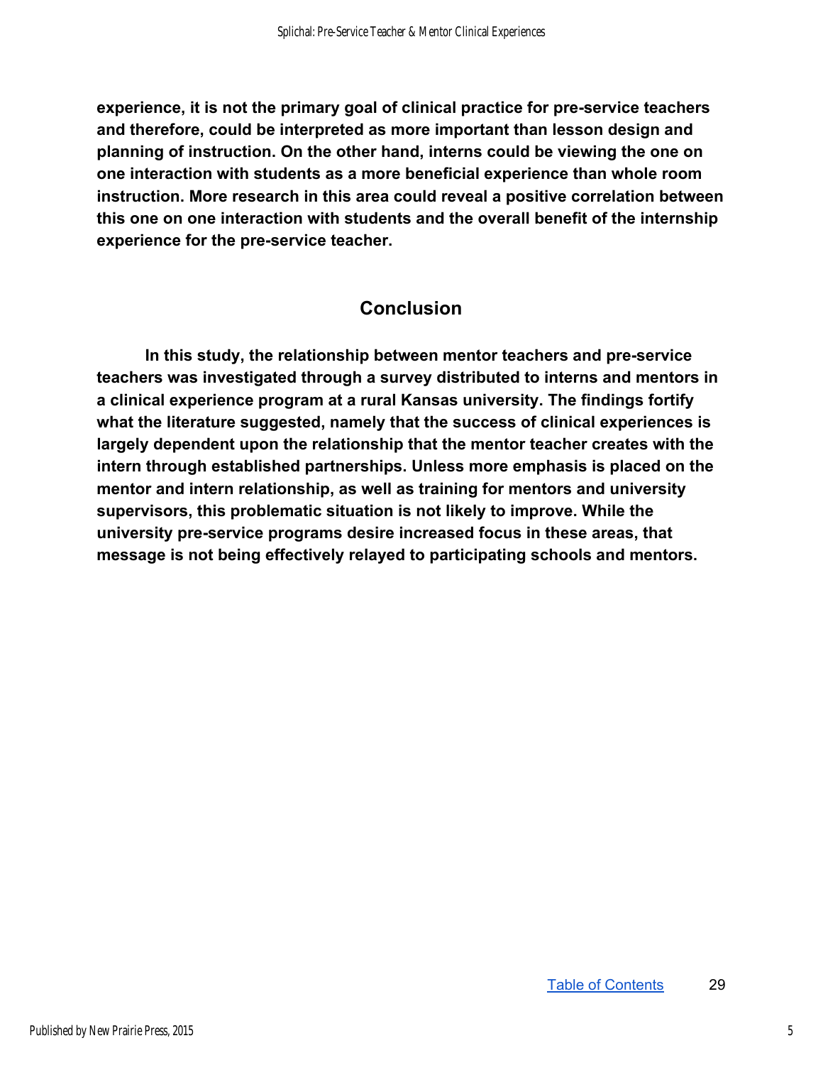**experience, it is not the primary goal of clinical practice for pre-service teachers and therefore, could be interpreted as more important than lesson design and planning of instruction. On the other hand, interns could be viewing the one on one interaction with students as a more beneficial experience than whole room instruction. More research in this area could reveal a positive correlation between this one on one interaction with students and the overall benefit of the internship experience for the pre-service teacher.**

## Conclusion

**In this study, the relationship between mentor teachers and pre-service teachers was investigated through a survey distributed to interns and mentors in a clinical experience program at a rural Kansas university. The findings fortify what the literature suggested, namely that the success of clinical experiences is largely dependent upon the relationship that the mentor teacher creates with the intern through established partnerships. Unless more emphasis is placed on the mentor and intern relationship, as well as training for mentors and university supervisors, this problematic situation is not likely to improve. While the university pre-service programs desire increased focus in these areas, that message is not being effectively relayed to participating schools and mentors.**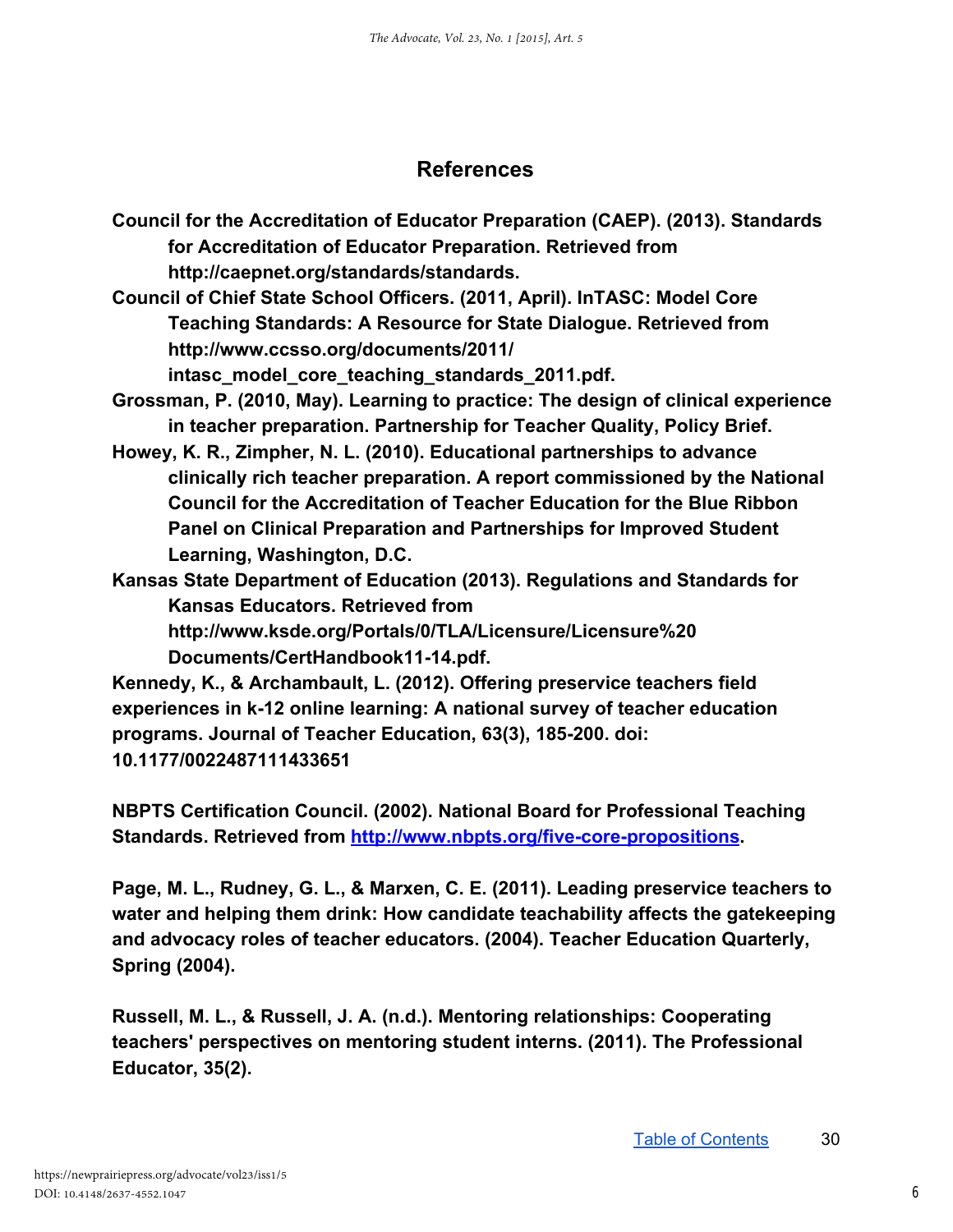## References

**Council for the Accreditation of Educator Preparation (CAEP). (2013). Standards for Accreditation of Educator Preparation. Retrieved from http://caepnet.org/standards/standards.**

**Council of Chief State School Officers. (2011, April). InTASC: Model Core Teaching Standards: A Resource for State Dialogue. Retrieved from http://www.ccsso.org/documents/2011/intasc_model_core_teaching_standards_2011.pdf.**

**Grossman, P. (2010, May). Learning to practice: The design of clinical experience in teacher preparation. Partnership for Teacher Quality, Policy Brief.**

**Howey, K. R., Zimpher, N. L. (2010). Educational partnerships to advance clinically rich teacher preparation. A report commissioned by the National Council for the Accreditation of Teacher Education for the Blue Ribbon Panel on Clinical Preparation and Partnerships for Improved Student Learning, Washington, D.C.**

**Kansas State Department of Education (2013). Regulations and Standards for Kansas Educators. Retrieved from http://www.ksde.org/Portals/0/TLA/Licensure/Licensure%20 Documents/CertHandbook11-14.pdf.**

**Kennedy, K., & Archambault, L. (2012). Offering preservice teachers field experiences in k-12 online learning: A national survey of teacher education programs. Journal of Teacher Education, 63(3), 185-200. doi: 10.1177/0022487111433651**

**NBPTS Certification Council. (2002). National Board for Professional Teaching Standards. Retrieved from [http://www.nbpts.org/five-core-propositions](http://www.nbpts.org/five-core-propositions).**

**Page, M. L., Rudney, G. L., & Marxen, C. E. (2011). Leading preservice teachers to water and helping them drink: How candidate teachability affects the gatekeeping and advocacy roles of teacher educators. (2004). Teacher Education Quarterly, Spring (2004).**

**Russell, M. L., & Russell, J. A. (n.d.). Mentoring relationships: Cooperating teachers' perspectives on mentoring student interns. (2011). The Professional Educator, 35(2).**